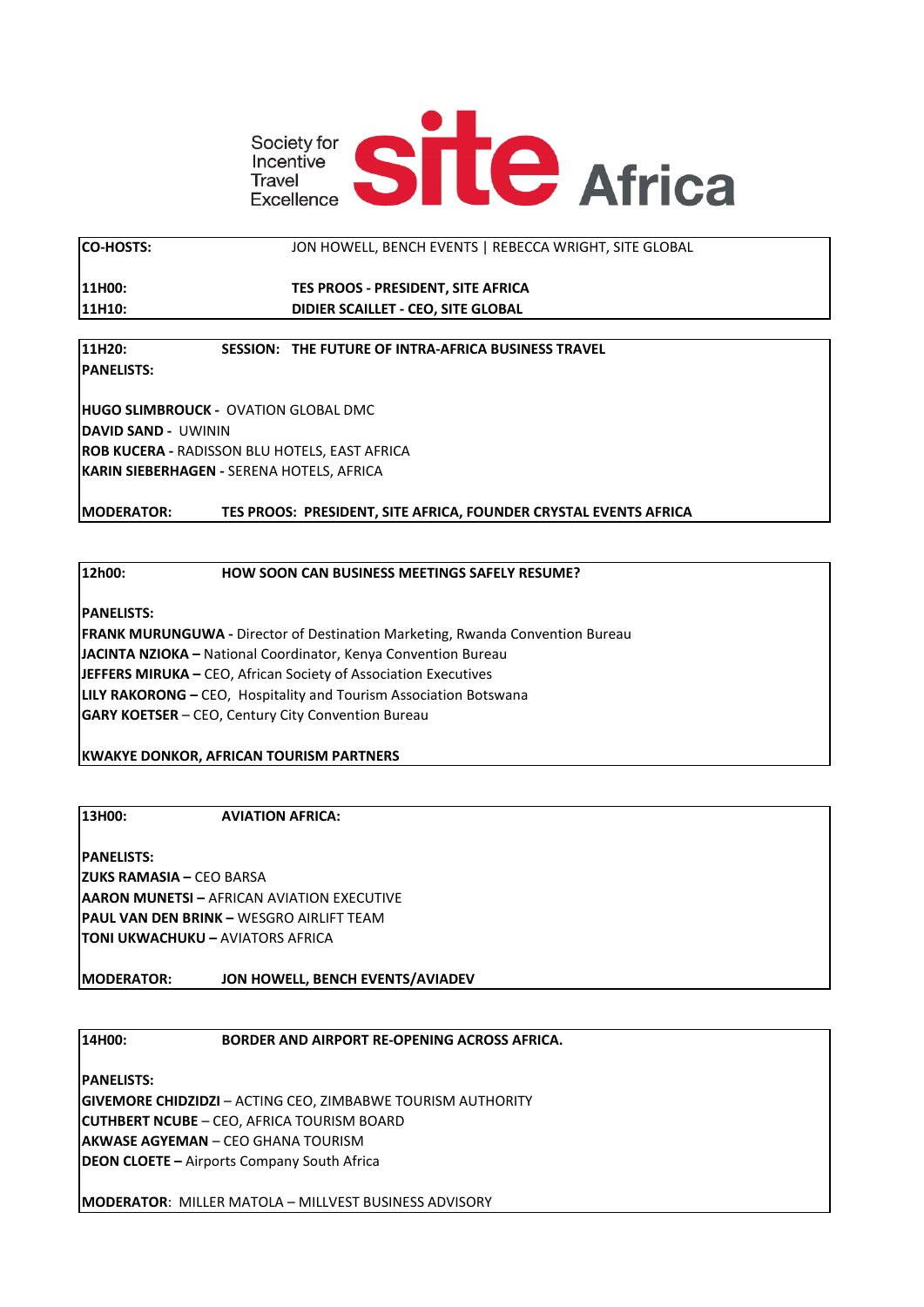Society for Incentive Travel Excellence **site Africa**

**CO-HOSTS:** JON HOWELL, BENCH EVENTS | REBECCA WRIGHT, SITE GLOBAL

**11H00:** **TES PROOS - PRESIDENT, SITE AFRICA**
**11H10:** **DIDIER SCAILLET - CEO, SITE GLOBAL**

---

**11H20:** **SESSION: THE FUTURE OF INTRA-AFRICA BUSINESS TRAVEL**

**PANELISTS:**

**HUGO SLIMBROUCK -** OVATION GLOBAL DMC
**DAVID SAND -** UWININ
**ROB KUCERA -** RADISSON BLU HOTELS, EAST AFRICA
**KARIN SIEBERHAGEN -** SERENA HOTELS, AFRICA

**MODERATOR:** **TES PROOS: PRESIDENT, SITE AFRICA, FOUNDER CRYSTAL EVENTS AFRICA**

---

**12h00:** **HOW SOON CAN BUSINESS MEETINGS SAFELY RESUME?**

**PANELISTS:**
**FRANK MURUNGUWA -** Director of Destination Marketing, Rwanda Convention Bureau
**JACINTA NZIOKA –** National Coordinator, Kenya Convention Bureau
**JEFFERS MIRUKA –** CEO, African Society of Association Executives
**LILY RAKORONG –** CEO, Hospitality and Tourism Association Botswana
**GARY KOETSER** – CEO, Century City Convention Bureau

**KWAKYE DONKOR, AFRICAN TOURISM PARTNERS**

---

**13H00:** **AVIATION AFRICA:**

**PANELISTS:**
**ZUKS RAMASIA –** CEO BARSA
**AARON MUNETSI –** AFRICAN AVIATION EXECUTIVE
**PAUL VAN DEN BRINK –** WESGRO AIRLIFT TEAM
**TONI UKWACHUKU –** AVIATORS AFRICA

**MODERATOR:** **JON HOWELL, BENCH EVENTS/AVIADEV**

---

**14H00:** **BORDER AND AIRPORT RE-OPENING ACROSS AFRICA.**

**PANELISTS:**
**GIVEMORE CHIDZIDZI** – ACTING CEO, ZIMBABWE TOURISM AUTHORITY
**CUTHBERT NCUBE** – CEO, AFRICA TOURISM BOARD
**AKWASE AGYEMAN** – CEO GHANA TOURISM
**DEON CLOETE –** Airports Company South Africa

**MODERATOR**: MILLER MATOLA – MILLVEST BUSINESS ADVISORY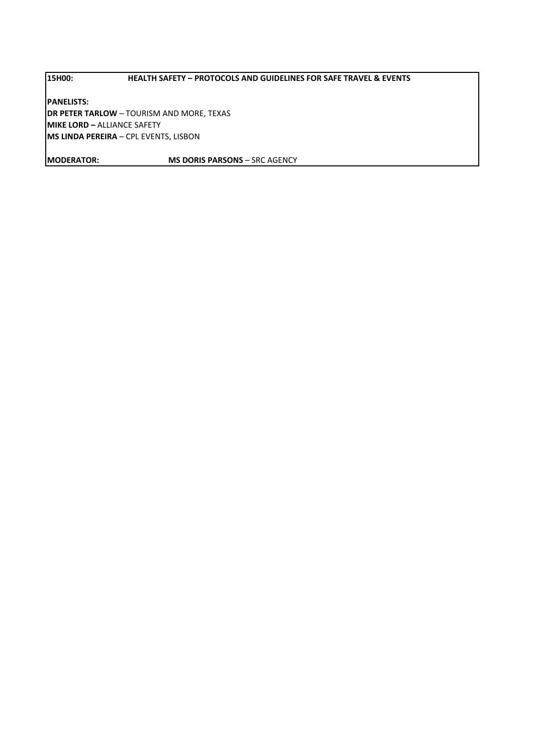**15H00:** **HEALTH SAFETY – PROTOCOLS AND GUIDELINES FOR SAFE TRAVEL & EVENTS**

**PANELISTS:**

**DR PETER TARLOW** – TOURISM AND MORE, TEXAS
**MIKE LORD –** ALLIANCE SAFETY
**MS LINDA PEREIRA** – CPL EVENTS, LISBON

**MODERATOR:** **MS DORIS PARSONS** – SRC AGENCY